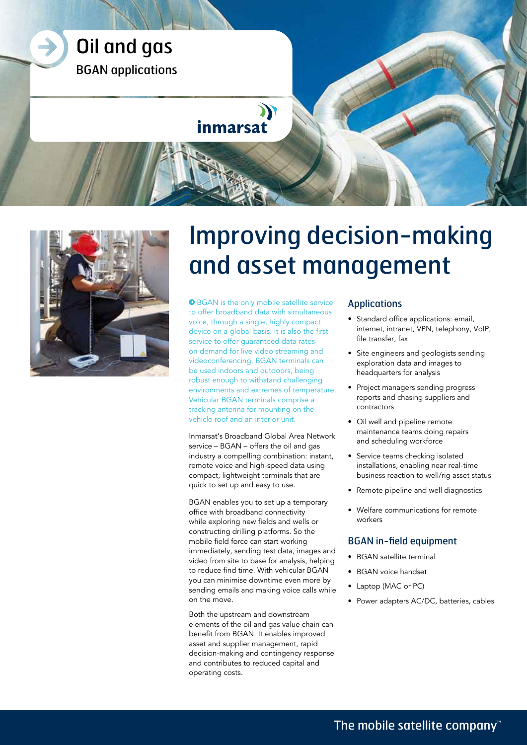# Oil and gas

BGAN applications

inmarsat

# Improving decision-making and asset management

BGAN is the only mobile satellite service to offer broadband data with simultaneous voice, through a single, highly compact device on a global basis. It is also the first service to offer guaranteed data rates on demand for live video streaming and videoconferencing. BGAN terminals can be used indoors and outdoors, being robust enough to withstand challenging environments and extremes of temperature. Vehicular BGAN terminals comprise a tracking antenna for mounting on the vehicle roof and an interior unit.

Inmarsat's Broadband Global Area Network service – BGAN – offers the oil and gas industry a compelling combination: instant, remote voice and high-speed data using compact, lightweight terminals that are quick to set up and easy to use.

BGAN enables you to set up a temporary office with broadband connectivity while exploring new fields and wells or constructing drilling platforms. So the mobile field force can start working immediately, sending test data, images and video from site to base for analysis, helping to reduce find time. With vehicular BGAN you can minimise downtime even more by sending emails and making voice calls while on the move.

Both the upstream and downstream elements of the oil and gas value chain can benefit from BGAN. It enables improved asset and supplier management, rapid decision-making and contingency response and contributes to reduced capital and operating costs.

## Applications

- Standard office applications: email, internet, intranet, VPN, telephony, VoIP, file transfer, fax
- Site engineers and geologists sending exploration data and images to headquarters for analysis
- Project managers sending progress reports and chasing suppliers and contractors
- Oil well and pipeline remote maintenance teams doing repairs and scheduling workforce
- Service teams checking isolated installations, enabling near real-time business reaction to well/rig asset status
- Remote pipeline and well diagnostics
- Welfare communications for remote workers

## BGAN in-field equipment

- BGAN satellite terminal
- BGAN voice handset
- Laptop (MAC or PC)
- Power adapters AC/DC, batteries, cables

The mobile satellite company™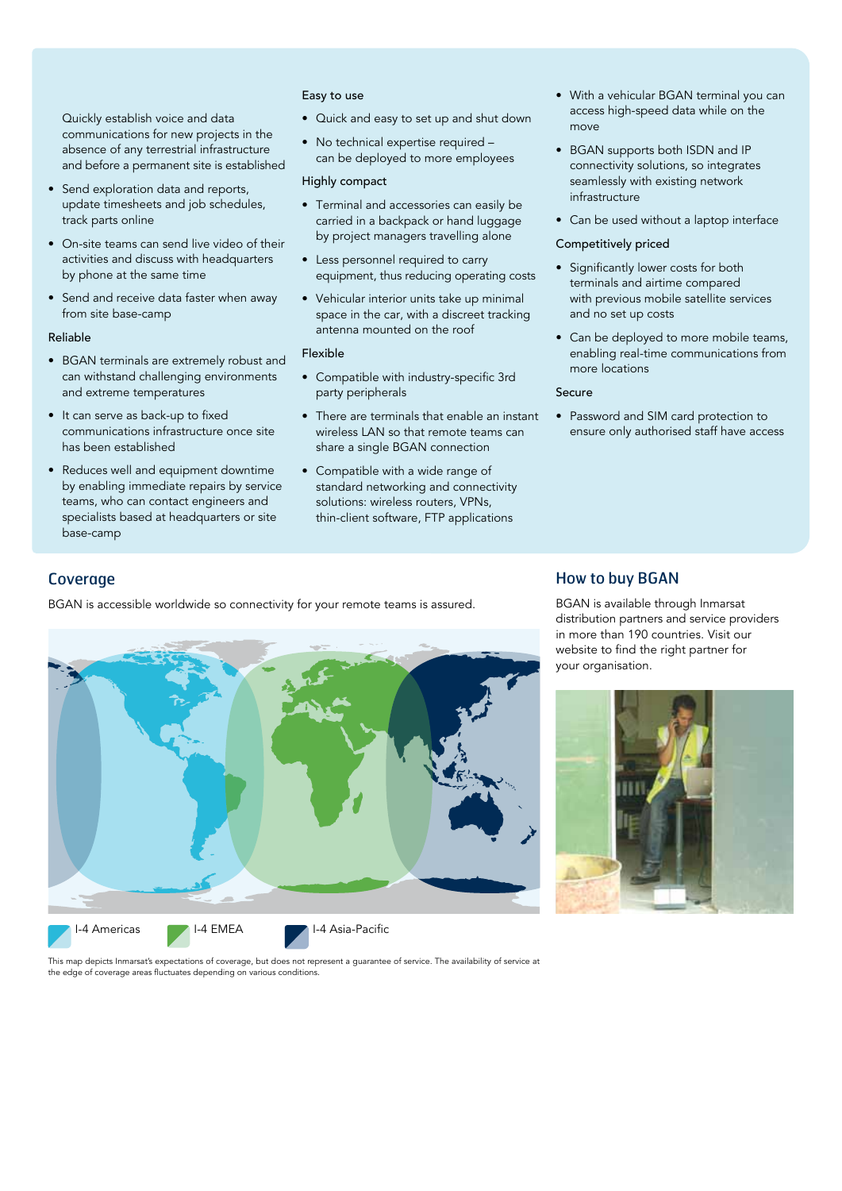Quickly establish voice and data communications for new projects in the absence of any terrestrial infrastructure and before a permanent site is established

- Send exploration data and reports, update timesheets and job schedules, track parts online
- On-site teams can send live video of their activities and discuss with headquarters by phone at the same time
- Send and receive data faster when away from site base-camp

### Reliable

- BGAN terminals are extremely robust and can withstand challenging environments and extreme temperatures
- It can serve as back-up to fixed communications infrastructure once site has been established
- Reduces well and equipment downtime by enabling immediate repairs by service teams, who can contact engineers and specialists based at headquarters or site base-camp

### Easy to use

- Quick and easy to set up and shut down
- No technical expertise required – can be deployed to more employees

### Highly compact

- Terminal and accessories can easily be carried in a backpack or hand luggage by project managers travelling alone
- Less personnel required to carry equipment, thus reducing operating costs
- Vehicular interior units take up minimal space in the car, with a discreet tracking antenna mounted on the roof

### Flexible

- Compatible with industry-specific 3rd party peripherals
- There are terminals that enable an instant wireless LAN so that remote teams can share a single BGAN connection
- Compatible with a wide range of standard networking and connectivity solutions: wireless routers, VPNs, thin-client software, FTP applications
- With a vehicular BGAN terminal you can access high-speed data while on the move
- BGAN supports both ISDN and IP connectivity solutions, so integrates seamlessly with existing network infrastructure
- Can be used without a laptop interface

### Competitively priced

- Significantly lower costs for both terminals and airtime compared with previous mobile satellite services and no set up costs
- Can be deployed to more mobile teams, enabling real-time communications from more locations

### Secure

- Password and SIM card protection to ensure only authorised staff have access

## Coverage

BGAN is accessible worldwide so connectivity for your remote teams is assured.

I-4 Americas

I-4 EMEA

I-4 Asia-Pacific

This map depicts Inmarsat's expectations of coverage, but does not represent a guarantee of service. The availability of service at the edge of coverage areas fluctuates depending on various conditions.

## How to buy BGAN

BGAN is available through Inmarsat distribution partners and service providers in more than 190 countries. Visit our website to find the right partner for your organisation.